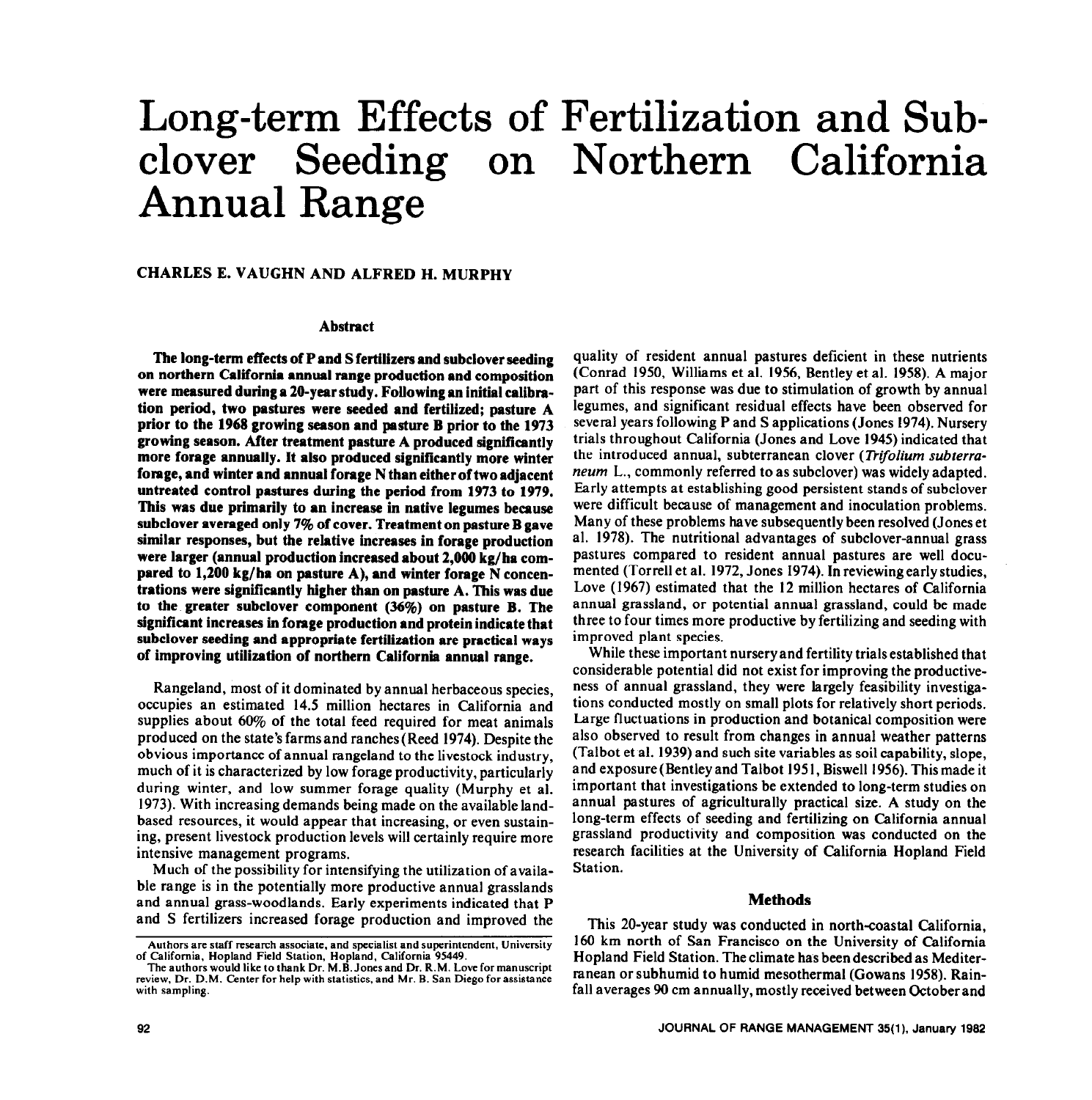# Long-term Effects of Fertilization and Subclover Seeding on Northern California Annual Range

**CHARLES E. VAUGHN AND ALFRED H. MURPHY**

## Abstract

**The long-term effects of P and S fertilizers and subclover seeding on northern California annual range production and composition were measured during a 20-year study. Following an initial calibration period, two pastures were seeded and fertilized; pasture A prior to the 1968 growing season and pasture B prior to the 1973 growing season. After treatment pasture A produced significantly more forage annually. It also produced significantly more winter forage, and winter and annual forage N than either of two adjacent untreated control pastures during the period from 1973 to 1979. This was due primarily to an increase in native legumes because subclover averaged only 7% of cover. Treatment on pasture B gave similar responses, but the relative increases in forage production were larger (annual production increased about 2,000 kg/ha compared to 1,200 kg/ha on pasture A), and winter forage N concentrations were significantly higher than on pasture A. This was due to the greater subclover component (36%) on pasture B. The significant increases in forage production and protein indicate that subclover seeding and appropriate fertilization are practical ways of improving utilization of northern California annual range.**

Rangeland, most of it dominated by annual herbaceous species, occupies an estimated 14.5 million hectares in California and supplies about 60% of the total feed required for meat animals produced on the state's farms and ranches (Reed 1974). Despite the obvious importance of annual rangeland to the livestock industry, much of it is characterized by low forage productivity, particularly during winter, and low summer forage quality (Murphy et al. 1973). With increasing demands being made on the available land-based resources, it would appear that increasing, or even sustaining, present livestock production levels will certainly require more intensive management programs.

Much of the possibility for intensifying the utilization of available range is in the potentially more productive annual grasslands and annual grass-woodlands. Early experiments indicated that P and S fertilizers increased forage production and improved the quality of resident annual pastures deficient in these nutrients (Conrad 1950, Williams et al. 1956, Bentley et al. 1958). A major part of this response was due to stimulation of growth by annual legumes, and significant residual effects have been observed for several years following P and S applications (Jones 1974). Nursery trials throughout California (Jones and Love 1945) indicated that the introduced annual, subterranean clover (*Trifolium subterraneum* L., commonly referred to as subclover) was widely adapted. Early attempts at establishing good persistent stands of subclover were difficult because of management and inoculation problems. Many of these problems have subsequently been resolved (Jones et al. 1978). The nutritional advantages of subclover-annual grass pastures compared to resident annual pastures are well documented (Torrell et al. 1972, Jones 1974). In reviewing early studies, Love (1967) estimated that the 12 million hectares of California annual grassland, or potential annual grassland, could be made three to four times more productive by fertilizing and seeding with improved plant species.

While these important nursery and fertility trials established that considerable potential did not exist for improving the productiveness of annual grassland, they were largely feasibility investigations conducted mostly on small plots for relatively short periods. Large fluctuations in production and botanical composition were also observed to result from changes in annual weather patterns (Talbot et al. 1939) and such site variables as soil capability, slope, and exposure (Bentley and Talbot 1951, Biswell 1956). This made it important that investigations be extended to long-term studies on annual pastures of agriculturally practical size. A study on the long-term effects of seeding and fertilizing on California annual grassland productivity and composition was conducted on the research facilities at the University of California Hopland Field Station.

## Methods

This 20-year study was conducted in north-coastal California, 160 km north of San Francisco on the University of California Hopland Field Station. The climate has been described as Mediterranean or subhumid to humid mesothermal (Gowans 1958). Rainfall averages 90 cm annually, mostly received between October and

---

Authors are staff research associate, and specialist and superintendent, University of California, Hopland Field Station, Hopland, California 95449.

The authors would like to thank Dr. M.B. Jones and Dr. R.M. Love for manuscript review, Dr. D.M. Center for help with statistics, and Mr. B. San Diego for assistance with sampling.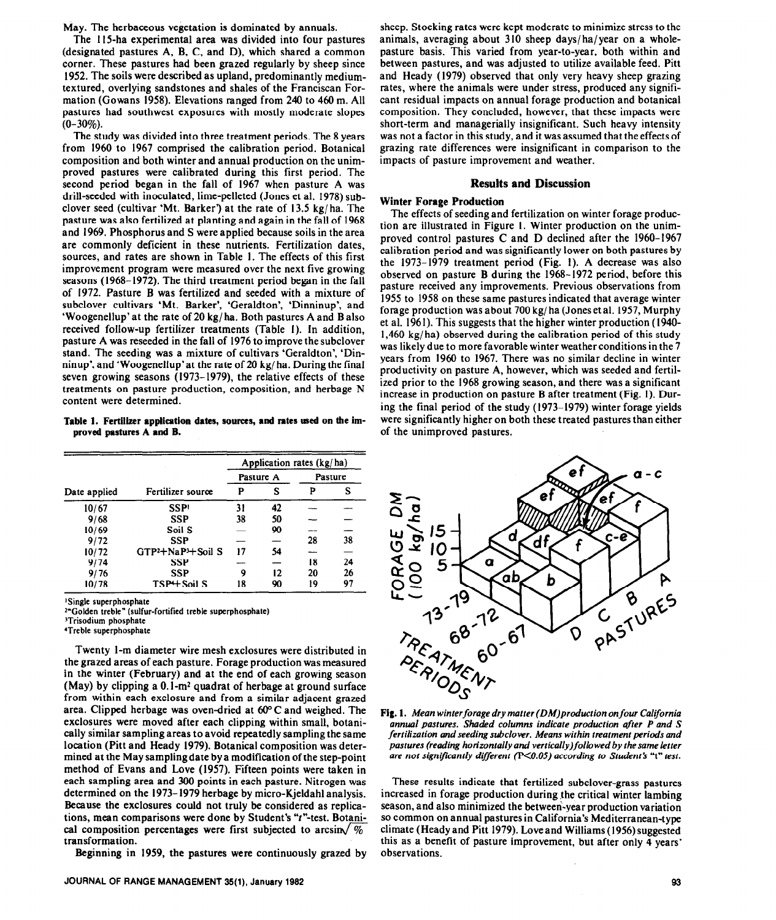May. The herbaceous vegetation is dominated by annuals.

The 115-ha experimental area was divided into four pastures (designated pastures A, B, C, and D), which shared a common corner. These pastures had been grazed regularly by sheep since 1952. The soils were described as upland, predominantly medium-textured, overlying sandstones and shales of the Franciscan Formation (Gowans 1958). Elevations ranged from 240 to 460 m. All pastures had southwest exposures with mostly moderate slopes (0–30%).

The study was divided into three treatment periods. The 8 years from 1960 to 1967 comprised the calibration period. Botanical composition and both winter and annual production on the unimproved pastures were calibrated during this first period. The second period began in the fall of 1967 when pasture A was drill-seeded with inoculated, lime-pelleted (Jones et al. 1978) subclover seed (cultivar 'Mt. Barker') at the rate of 13.5 kg/ha. The pasture was also fertilized at planting and again in the fall of 1968 and 1969. Phosphorus and S were applied because soils in the area are commonly deficient in these nutrients. Fertilization dates, sources, and rates are shown in Table 1. The effects of this first improvement program were measured over the next five growing seasons (1968–1972). The third treatment period began in the fall of 1972. Pasture B was fertilized and seeded with a mixture of subclover cultivars 'Mt. Barker', 'Geraldton', 'Dinninup', and 'Woogenellup' at the rate of 20 kg/ha. Both pastures A and B also received follow-up fertilizer treatments (Table 1). In addition, pasture A was reseeded in the fall of 1976 to improve the subclover stand. The seeding was a mixture of cultivars 'Geraldton', 'Dinninup', and 'Woogenellup' at the rate of 20 kg/ha. During the final seven growing seasons (1973–1979), the relative effects of these treatments on pasture production, composition, and herbage N content were determined.

**Table 1. Fertilizer application dates, sources, and rates used on the improved pastures A and B.**

| | | Application rates (kg/ha) | | | |
|---|---|---|---|---|---|
| | | Pasture A | | Pasture B | |
| Date applied | Fertilizer source | P | S | P | S |
| 10/67 | SSP[1] | 31 | 42 | — | — |
| 9/68 | SSP | 38 | 50 | — | — |
| 10/69 | Soil S | — | 90 | — | — |
| 9/72 | SSP | — | — | 28 | 38 |
| 10/72 | GTP[2]+NaP[3]+Soil S | 17 | 54 | — | — |
| 9/74 | SSP | — | — | 18 | 24 |
| 9/76 | SSP | 9 | 12 | 20 | 26 |
| 10/78 | TSP[4]+Soil S | 18 | 90 | 19 | 97 |

[1]Single superphosphate
[2]"Golden treble" (sulfur-fortified treble superphosphate)
[3]Trisodium phosphate
[4]Treble superphosphate

Twenty 1-m diameter wire mesh exclosures were distributed in the grazed areas of each pasture. Forage production was measured in the winter (February) and at the end of each growing season (May) by clipping a 0.1-m² quadrat of herbage at ground surface from within each exclosure and from a similar adjacent grazed area. Clipped herbage was oven-dried at 60° C and weighed. The exclosures were moved after each clipping within small, botanically similar sampling areas to avoid repeatedly sampling the same location (Pitt and Heady 1979). Botanical composition was determined at the May sampling date by a modification of the step-point method of Evans and Love (1957). Fifteen points were taken in each sampling area and 300 points in each pasture. Nitrogen was determined on the 1973–1979 herbage by micro-Kjeldahl analysis. Because the exclosures could not truly be considered as replications, mean comparisons were done by Student's "*t*"-test. Botanical composition percentages were first subjected to arcsin$\sqrt{\%}$ transformation.

Beginning in 1959, the pastures were continuously grazed by sheep. Stocking rates were kept moderate to minimize stress to the animals, averaging about 310 sheep days/ha/year on a whole-pasture basis. This varied from year-to-year, both within and between pastures, and was adjusted to utilize available feed. Pitt and Heady (1979) observed that only very heavy sheep grazing rates, where the animals were under stress, produced any significant residual impacts on annual forage production and botanical composition. They concluded, however, that these impacts were short-term and managerially insignificant. Such heavy intensity was not a factor in this study, and it was assumed that the effects of grazing rate differences were insignificant in comparison to the impacts of pasture improvement and weather.

## Results and Discussion

### Winter Forage Production

The effects of seeding and fertilization on winter forage production are illustrated in Figure 1. Winter production on the unimproved control pastures C and D declined after the 1960–1967 calibration period and was significantly lower on both pastures by the 1973–1979 treatment period (Fig. 1). A decrease was also observed on pasture B during the 1968–1972 period, before this pasture received any improvements. Previous observations from 1955 to 1958 on these same pastures indicated that average winter forage production was about 700 kg/ha (Jones et al. 1957, Murphy et al. 1961). This suggests that the higher winter production (1940–1,460 kg/ha) observed during the calibration period of this study was likely due to more favorable winter weather conditions in the 7 years from 1960 to 1967. There was no similar decline in winter productivity on pasture A, however, which was seeded and fertilized prior to the 1968 growing season, and there was a significant increase in production on pasture B after treatment (Fig. 1). During the final period of the study (1973–1979) winter forage yields were significantly higher on both these treated pastures than either of the unimproved pastures.

**Fig. 1.** *Mean winter forage dry matter (DM) production on four California annual pastures. Shaded columns indicate production after P and S fertilization and seeding subclover. Means within treatment periods and pastures (reading horizontally and vertically) followed by the same letter are not significantly different (P<0.05) according to Student's "t" test.*

These results indicate that fertilized subclover-grass pastures increased in forage production during the critical winter lambing season, and also minimized the between-year production variation so common on annual pastures in California's Mediterranean-type climate (Heady and Pitt 1979). Love and Williams (1956) suggested this as a benefit of pasture improvement, but after only 4 years' observations.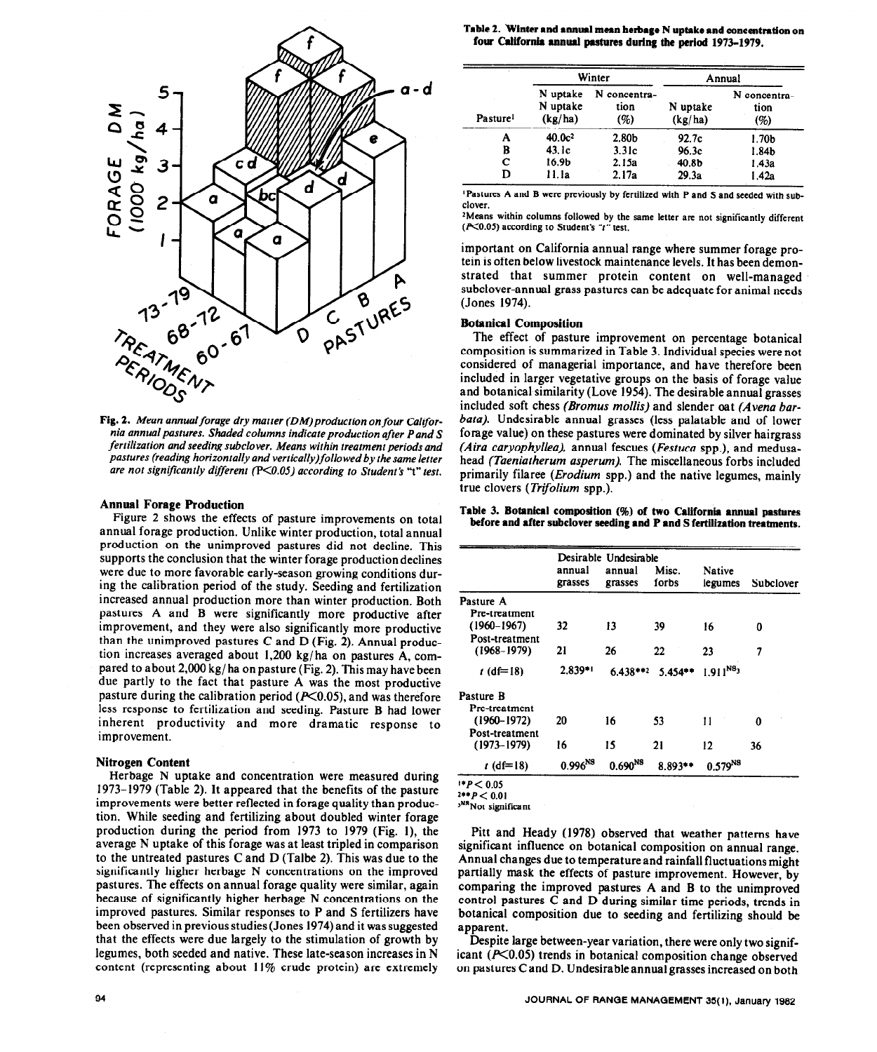Fig. 2. *Mean annual forage dry matter (DM) production on four California annual pastures. Shaded columns indicate production after P and S fertilization and seeding subclover. Means within treatment periods and pastures (reading horizontally and vertically) followed by the same letter are not significantly different (P<0.05) according to Student's "t" test.*

### Annual Forage Production

Figure 2 shows the effects of pasture improvements on total annual forage production. Unlike winter production, total annual production on the unimproved pastures did not decline. This supports the conclusion that the winter forage production declines were due to more favorable early-season growing conditions during the calibration period of the study. Seeding and fertilization increased annual production more than winter production. Both pastures A and B were significantly more productive after improvement, and they were also significantly more productive than the unimproved pastures C and D (Fig. 2). Annual production increases averaged about 1,200 kg/ha on pastures A, compared to about 2,000 kg/ha on pasture (Fig. 2). This may have been due partly to the fact that pasture A was the most productive pasture during the calibration period ($P<0.05$), and was therefore less response to fertilization and seeding. Pasture B had lower inherent productivity and more dramatic response to improvement.

### Nitrogen Content

Herbage N uptake and concentration were measured during 1973–1979 (Table 2). It appeared that the benefits of the pasture improvements were better reflected in forage quality than production. While seeding and fertilizing about doubled winter forage production during the period from 1973 to 1979 (Fig. 1), the average N uptake of this forage was at least tripled in comparison to the untreated pastures C and D (Talbe 2). This was due to the significantly higher herbage N concentrations on the improved pastures. The effects on annual forage quality were similar, again because of significantly higher herbage N concentrations on the improved pastures. Similar responses to P and S fertilizers have been observed in previous studies (Jones 1974) and it was suggested that the effects were due largely to the stimulation of growth by legumes, both seeded and native. These late-season increases in N content (representing about 11% crude protein) are extremely important on California annual range where summer forage protein is often below livestock maintenance levels. It has been demonstrated that summer protein content on well-managed subclover-annual grass pastures can be adequate for animal needs (Jones 1974).

**Table 2. Winter and annual mean herbage N uptake and concentration on four California annual pastures during the period 1973–1979.**

| Pasture[1] | Winter N uptake (kg/ha) | Winter N concentration (%) | Annual N uptake (kg/ha) | Annual N concentration (%) |
|---|---|---|---|---|
| A | 40.0c[2] | 2.80b | 92.7c | 1.70b |
| B | 43.1c | 3.31c | 96.3c | 1.84b |
| C | 16.9b | 2.15a | 40.8b | 1.43a |
| D | 11.1a | 2.17a | 29.3a | 1.42a |

[1]Pastures A and B were previously by fertilized with P and S and seeded with subclover.
[2]Means within columns followed by the same letter are not significantly different ($P<0.05$) according to Student's "t" test.

### Botanical Composition

The effect of pasture improvement on percentage botanical composition is summarized in Table 3. Individual species were not considered of managerial importance, and have therefore been included in larger vegetative groups on the basis of forage value and botanical similarity (Love 1954). The desirable annual grasses included soft chess (*Bromus mollis*) and slender oat (*Avena barbata*). Undesirable annual grasses (less palatable and of lower forage value) on these pastures were dominated by silver hairgrass (*Aira caryophyllea*), annual fescues (*Festuca* spp.), and medusahead (*Taeniatherum asperum*). The miscellaneous forbs included primarily filaree (*Erodium* spp.) and the native legumes, mainly true clovers (*Trifolium* spp.).

**Table 3. Botanical composition (%) of two California annual pastures before and after subclover seeding and P and S fertilization treatments.**

| | Desirable annual grasses | Undesirable annual grasses | Misc. forbs | Native legumes | Subclover |
|---|---|---|---|---|---|
| **Pasture A** | | | | | |
| Pre-treatment (1960–1967) | 32 | 13 | 39 | 16 | 0 |
| Post-treatment (1968–1979) | 21 | 26 | 22 | 23 | 7 |
| $t$ (df=18) | 2.839*[1] | 6.438**[2] | 5.454** | 1.911[NS3] | |
| **Pasture B** | | | | | |
| Pre-treatment (1960–1972) | 20 | 16 | 53 | 11 | 0 |
| Post-treatment (1973–1979) | 16 | 15 | 21 | 12 | 36 |
| $t$ (df=18) | 0.996[NS] | 0.690[NS] | 8.893** | 0.579[NS] | |

[1]* $P < 0.05$
[2]** $P < 0.01$
[3]NS Not significant

Pitt and Heady (1978) observed that weather patterns have significant influence on botanical composition on annual range. Annual changes due to temperature and rainfall fluctuations might partially mask the effects of pasture improvement. However, by comparing the improved pastures A and B to the unimproved control pastures C and D during similar time periods, trends in botanical composition due to seeding and fertilizing should be apparent.

Despite large between-year variation, there were only two significant ($P<0.05$) trends in botanical composition change observed on pastures C and D. Undesirable annual grasses increased on both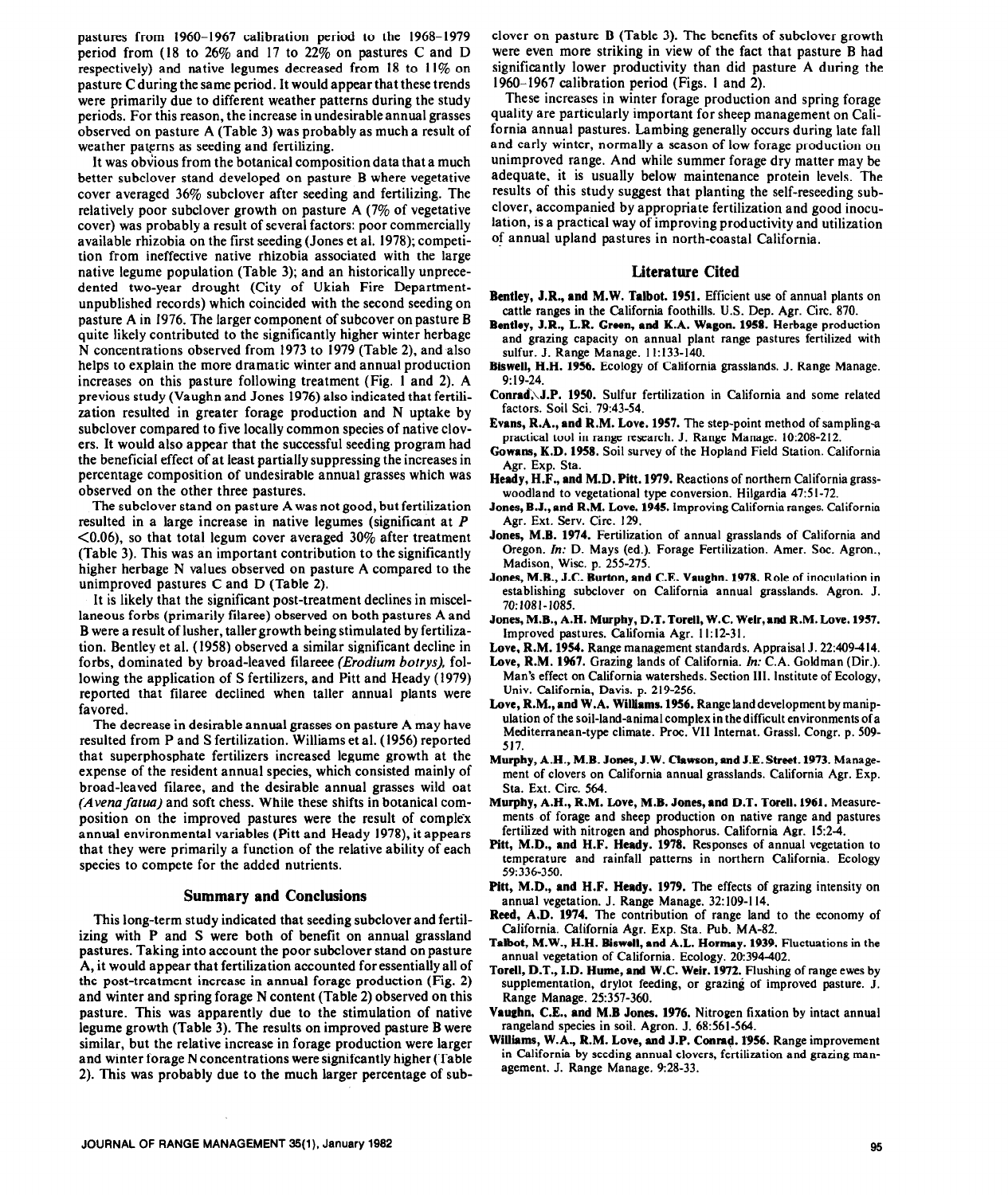pastures from 1960–1967 calibration period to the 1968–1979 period from (18 to 26% and 17 to 22% on pastures C and D respectively) and native legumes decreased from 18 to 11% on pasture C during the same period. It would appear that these trends were primarily due to different weather patterns during the study periods. For this reason, the increase in undesirable annual grasses observed on pasture A (Table 3) was probably as much a result of weather patterns as seeding and fertilizing.

It was obvious from the botanical composition data that a much better subclover stand developed on pasture B where vegetative cover averaged 36% subclover after seeding and fertilizing. The relatively poor subclover growth on pasture A (7% of vegetative cover) was probably a result of several factors: poor commercially available rhizobia on the first seeding (Jones et al. 1978); competition from ineffective native rhizobia associated with the large native legume population (Table 3); and an historically unprecedented two-year drought (City of Ukiah Fire Department-unpublished records) which coincided with the second seeding on pasture A in 1976. The larger component of subcover on pasture B quite likely contributed to the significantly higher winter herbage N concentrations observed from 1973 to 1979 (Table 2), and also helps to explain the more dramatic winter and annual production increases on this pasture following treatment (Fig. 1 and 2). A previous study (Vaughn and Jones 1976) also indicated that fertilization resulted in greater forage production and N uptake by subclover compared to five locally common species of native clovers. It would also appear that the successful seeding program had the beneficial effect of at least partially suppressing the increases in percentage composition of undesirable annual grasses which was observed on the other three pastures.

The subclover stand on pasture A was not good, but fertilization resulted in a large increase in native legumes (significant at $P < 0.06$), so that total legum cover averaged 30% after treatment (Table 3). This was an important contribution to the significantly higher herbage N values observed on pasture A compared to the unimproved pastures C and D (Table 2).

It is likely that the significant post-treatment declines in miscellaneous forbs (primarily filaree) observed on both pastures A and B were a result of lusher, taller growth being stimulated by fertilization. Bentley et al. (1958) observed a similar significant decline in forbs, dominated by broad-leaved filareee *(Erodium botrys)*, following the application of S fertilizers, and Pitt and Heady (1979) reported that filaree declined when taller annual plants were favored.

The decrease in desirable annual grasses on pasture A may have resulted from P and S fertilization. Williams et al. (1956) reported that superphosphate fertilizers increased legume growth at the expense of the resident annual species, which consisted mainly of broad-leaved filaree, and the desirable annual grasses wild oat *(Avena fatua)* and soft chess. While these shifts in botanical composition on the improved pastures were the result of complex annual environmental variables (Pitt and Heady 1978), it appears that they were primarily a function of the relative ability of each species to compete for the added nutrients.

## Summary and Conclusions

This long-term study indicated that seeding subclover and fertilizing with P and S were both of benefit on annual grassland pastures. Taking into account the poor subclover stand on pasture A, it would appear that fertilization accounted for essentially all of the post-treatment increase in annual forage production (Fig. 2) and winter and spring forage N content (Table 2) observed on this pasture. This was apparently due to the stimulation of native legume growth (Table 3). The results on improved pasture B were similar, but the relative increase in forage production were larger and winter forage N concentrations were signifcantly higher (Table 2). This was probably due to the much larger percentage of subclover on pasture B (Table 3). The benefits of subclover growth were even more striking in view of the fact that pasture B had significantly lower productivity than did pasture A during the 1960–1967 calibration period (Figs. 1 and 2).

These increases in winter forage production and spring forage quality are particularly important for sheep management on California annual pastures. Lambing generally occurs during late fall and early winter, normally a season of low forage production on unimproved range. And while summer forage dry matter may be adequate, it is usually below maintenance protein levels. The results of this study suggest that planting the self-reseeding subclover, accompanied by appropriate fertilization and good inoculation, is a practical way of improving productivity and utilization of annual upland pastures in north-coastal California.

## Literature Cited

**Bentley, J.R., and M.W. Talbot. 1951.** Efficient use of annual plants on cattle ranges in the California foothills. U.S. Dep. Agr. Circ. 870.

**Bentley, J.R., L.R. Green, and K.A. Wagon. 1958.** Herbage production and grazing capacity on annual plant range pastures fertilized with sulfur. J. Range Manage. 11:133-140.

**Biswell, H.H. 1956.** Ecology of California grasslands. J. Range Manage. 9:19-24.

**Conrad, J.P. 1950.** Sulfur fertilization in California and some related factors. Soil Sci. 79:43-54.

**Evans, R.A., and R.M. Love. 1957.** The step-point method of sampling-a practical tool in range research. J. Range Manage. 10:208-212.

**Gowans, K.D. 1958.** Soil survey of the Hopland Field Station. California Agr. Exp. Sta.

**Heady, H.F., and M.D. Pitt. 1979.** Reactions of northern California grasswoodland to vegetational type conversion. Hilgardia 47:51-72.

**Jones, B.J., and R.M. Love. 1945.** Improving California ranges. California Agr. Ext. Serv. Circ. 129.

**Jones, M.B. 1974.** Fertilization of annual grasslands of California and Oregon. *In:* D. Mays (ed.). Forage Fertilization. Amer. Soc. Agron., Madison, Wisc. p. 255-275.

**Jones, M.B., J.C. Burton, and C.E. Vaughn. 1978.** Role of inoculation in establishing subclover on California annual grasslands. Agron. J. 70:1081-1085.

**Jones, M.B., A.H. Murphy, D.T. Torell, W.C. Weir, and R.M. Love. 1957.** Improved pastures. California Agr. 11:12-31.

**Love, R.M. 1954.** Range management standards. Appraisal J. 22:409-414.

**Love, R.M. 1967.** Grazing lands of California. *In:* C.A. Goldman (Dir.). Man's effect on California watersheds. Section III. Institute of Ecology, Univ. California, Davis. p. 219-256.

**Love, R.M., and W.A. Williams. 1956.** Range land development by manipulation of the soil-land-animal complex in the difficult environments of a Mediterranean-type climate. Proc. VII Internat. Grassl. Congr. p. 509-517.

**Murphy, A.H., M.B. Jones, J.W. Clawson, and J.E. Street. 1973.** Management of clovers on California annual grasslands. California Agr. Exp. Sta. Ext. Circ. 564.

**Murphy, A.H., R.M. Love, M.B. Jones, and D.T. Torell. 1961.** Measurements of forage and sheep production on native range and pastures fertilized with nitrogen and phosphorus. California Agr. 15:2-4.

**Pitt, M.D., and H.F. Heady. 1978.** Responses of annual vegetation to temperature and rainfall patterns in northern California. Ecology 59:336-350.

**Pitt, M.D., and H.F. Heady. 1979.** The effects of grazing intensity on annual vegetation. J. Range Manage. 32:109-114.

**Reed, A.D. 1974.** The contribution of range land to the economy of California. California Agr. Exp. Sta. Pub. MA-82.

**Talbot, M.W., H.H. Biswell, and A.L. Hormay. 1939.** Fluctuations in the annual vegetation of California. Ecology. 20:394-402.

**Torell, D.T., I.D. Hume, and W.C. Weir. 1972.** Flushing of range ewes by supplementation, drylot feeding, or grazing of improved pasture. J. Range Manage. 25:357-360.

**Vaughn, C.E., and M.B Jones. 1976.** Nitrogen fixation by intact annual rangeland species in soil. Agron. J. 68:561-564.

**Williams, W.A., R.M. Love, and J.P. Conrad. 1956.** Range improvement in California by seeding annual clovers, fertilization and grazing management. J. Range Manage. 9:28-33.